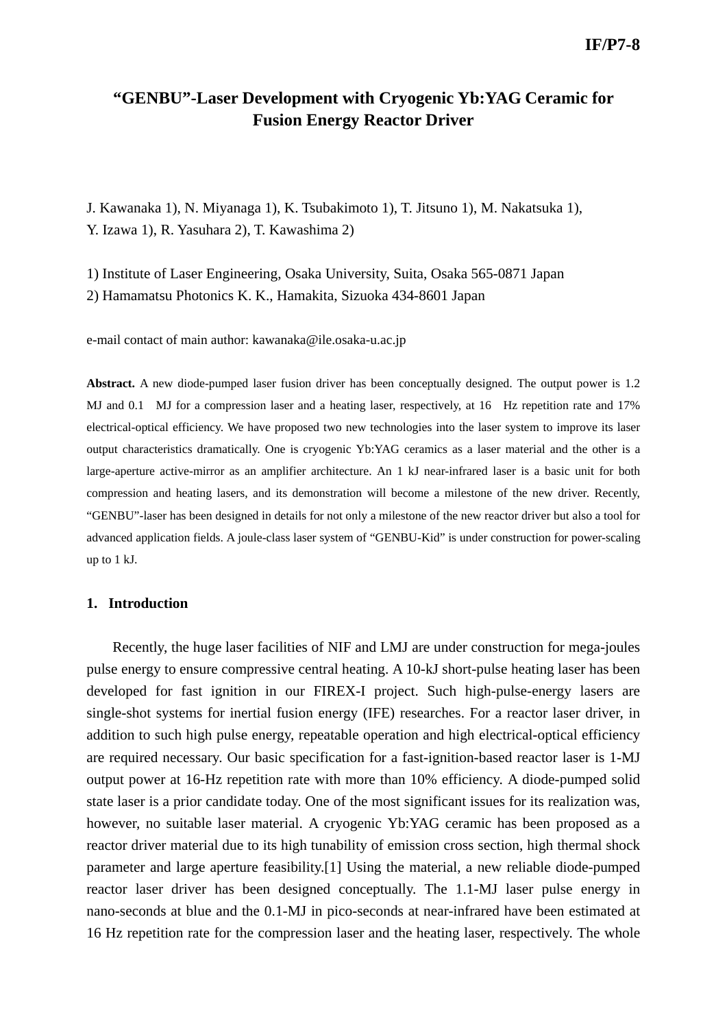# “GENBU”-Laser Development with Cryogenic Yb:YAG Ceramic for Fusion Energy Reactor Driver

J. Kawanaka 1), N. Miyanaga 1), K. Tsubakimoto 1), T. Jitsuno 1), M. Nakatsuka 1), Y. Izawa 1), R. Yasuhara 2), T. Kawashima 2)

1) Institute of Laser Engineering, Osaka University, Suita, Osaka 565-0871 Japan
2) Hamamatsu Photonics K. K., Hamakita, Sizuoka 434-8601 Japan

e-mail contact of main author: kawanaka@ile.osaka-u.ac.jp

**Abstract.** A new diode-pumped laser fusion driver has been conceptually designed. The output power is 1.2 MJ and 0.1 MJ for a compression laser and a heating laser, respectively, at 16 Hz repetition rate and 17% electrical-optical efficiency. We have proposed two new technologies into the laser system to improve its laser output characteristics dramatically. One is cryogenic Yb:YAG ceramics as a laser material and the other is a large-aperture active-mirror as an amplifier architecture. An 1 kJ near-infrared laser is a basic unit for both compression and heating lasers, and its demonstration will become a milestone of the new driver. Recently, “GENBU”-laser has been designed in details for not only a milestone of the new reactor driver but also a tool for advanced application fields. A joule-class laser system of “GENBU-Kid” is under construction for power-scaling up to 1 kJ.

## 1. Introduction

Recently, the huge laser facilities of NIF and LMJ are under construction for mega-joules pulse energy to ensure compressive central heating. A 10-kJ short-pulse heating laser has been developed for fast ignition in our FIREX-I project. Such high-pulse-energy lasers are single-shot systems for inertial fusion energy (IFE) researches. For a reactor laser driver, in addition to such high pulse energy, repeatable operation and high electrical-optical efficiency are required necessary. Our basic specification for a fast-ignition-based reactor laser is 1-MJ output power at 16-Hz repetition rate with more than 10% efficiency. A diode-pumped solid state laser is a prior candidate today. One of the most significant issues for its realization was, however, no suitable laser material. A cryogenic Yb:YAG ceramic has been proposed as a reactor driver material due to its high tunability of emission cross section, high thermal shock parameter and large aperture feasibility.[1] Using the material, a new reliable diode-pumped reactor laser driver has been designed conceptually. The 1.1-MJ laser pulse energy in nano-seconds at blue and the 0.1-MJ in pico-seconds at near-infrared have been estimated at 16 Hz repetition rate for the compression laser and the heating laser, respectively. The whole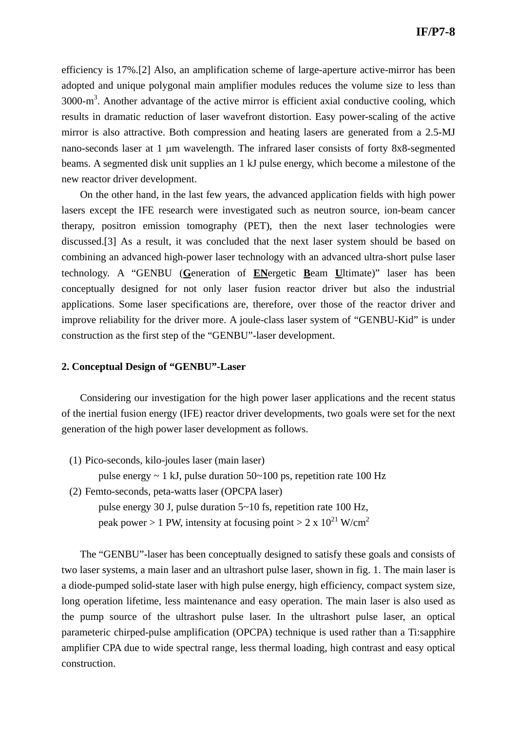efficiency is 17%.[2] Also, an amplification scheme of large-aperture active-mirror has been adopted and unique polygonal main amplifier modules reduces the volume size to less than 3000-$m^3$. Another advantage of the active mirror is efficient axial conductive cooling, which results in dramatic reduction of laser wavefront distortion. Easy power-scaling of the active mirror is also attractive. Both compression and heating lasers are generated from a 2.5-MJ nano-seconds laser at 1 μm wavelength. The infrared laser consists of forty 8x8-segmented beams. A segmented disk unit supplies an 1 kJ pulse energy, which become a milestone of the new reactor driver development.

On the other hand, in the last few years, the advanced application fields with high power lasers except the IFE research were investigated such as neutron source, ion-beam cancer therapy, positron emission tomography (PET), then the next laser technologies were discussed.[3] As a result, it was concluded that the next laser system should be based on combining an advanced high-power laser technology with an advanced ultra-short pulse laser technology. A "GENBU (**G**eneration of **EN**ergetic **B**eam **U**ltimate)" laser has been conceptually designed for not only laser fusion reactor driver but also the industrial applications. Some laser specifications are, therefore, over those of the reactor driver and improve reliability for the driver more. A joule-class laser system of "GENBU-Kid" is under construction as the first step of the "GENBU"-laser development.

## 2. Conceptual Design of "GENBU"-Laser

Considering our investigation for the high power laser applications and the recent status of the inertial fusion energy (IFE) reactor driver developments, two goals were set for the next generation of the high power laser development as follows.

(1) Pico-seconds, kilo-joules laser (main laser)
    pulse energy ~ 1 kJ, pulse duration 50~100 ps, repetition rate 100 Hz
(2) Femto-seconds, peta-watts laser (OPCPA laser)
    pulse energy 30 J, pulse duration 5~10 fs, repetition rate 100 Hz,
    peak power > 1 PW, intensity at focusing point > 2 x $10^{21}$ W/$cm^2$

The "GENBU"-laser has been conceptually designed to satisfy these goals and consists of two laser systems, a main laser and an ultrashort pulse laser, shown in fig. 1. The main laser is a diode-pumped solid-state laser with high pulse energy, high efficiency, compact system size, long operation lifetime, less maintenance and easy operation. The main laser is also used as the pump source of the ultrashort pulse laser. In the ultrashort pulse laser, an optical parameteric chirped-pulse amplification (OPCPA) technique is used rather than a Ti:sapphire amplifier CPA due to wide spectral range, less thermal loading, high contrast and easy optical construction.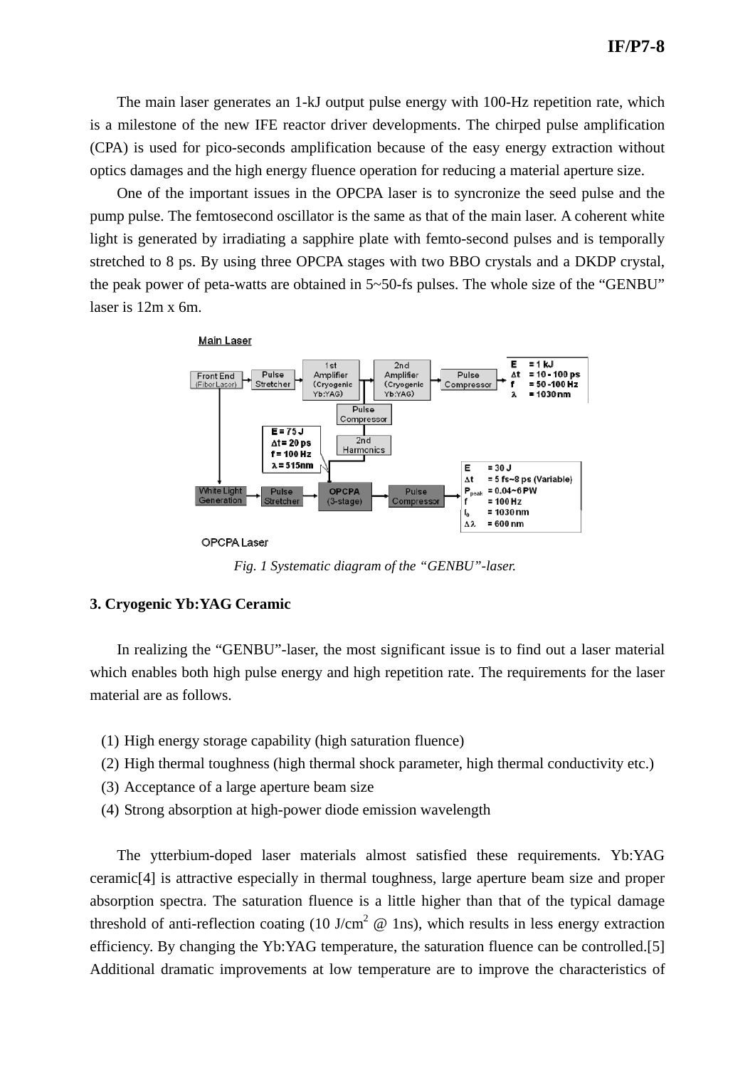The main laser generates an 1-kJ output pulse energy with 100-Hz repetition rate, which is a milestone of the new IFE reactor driver developments. The chirped pulse amplification (CPA) is used for pico-seconds amplification because of the easy energy extraction without optics damages and the high energy fluence operation for reducing a material aperture size.

One of the important issues in the OPCPA laser is to syncronize the seed pulse and the pump pulse. The femtosecond oscillator is the same as that of the main laser. A coherent white light is generated by irradiating a sapphire plate with femto-second pulses and is temporally stretched to 8 ps. By using three OPCPA stages with two BBO crystals and a DKDP crystal, the peak power of peta-watts are obtained in 5~50-fs pulses. The whole size of the "GENBU" laser is 12m x 6m.

*Fig. 1 Systematic diagram of the "GENBU"-laser.*

### 3. Cryogenic Yb:YAG Ceramic

In realizing the "GENBU"-laser, the most significant issue is to find out a laser material which enables both high pulse energy and high repetition rate. The requirements for the laser material are as follows.

1. High energy storage capability (high saturation fluence)
2. High thermal toughness (high thermal shock parameter, high thermal conductivity etc.)
3. Acceptance of a large aperture beam size
4. Strong absorption at high-power diode emission wavelength

The ytterbium-doped laser materials almost satisfied these requirements. Yb:YAG ceramic[4] is attractive especially in thermal toughness, large aperture beam size and proper absorption spectra. The saturation fluence is a little higher than that of the typical damage threshold of anti-reflection coating (10 J/cm$^2$ @ 1ns), which results in less energy extraction efficiency. By changing the Yb:YAG temperature, the saturation fluence can be controlled.[5] Additional dramatic improvements at low temperature are to improve the characteristics of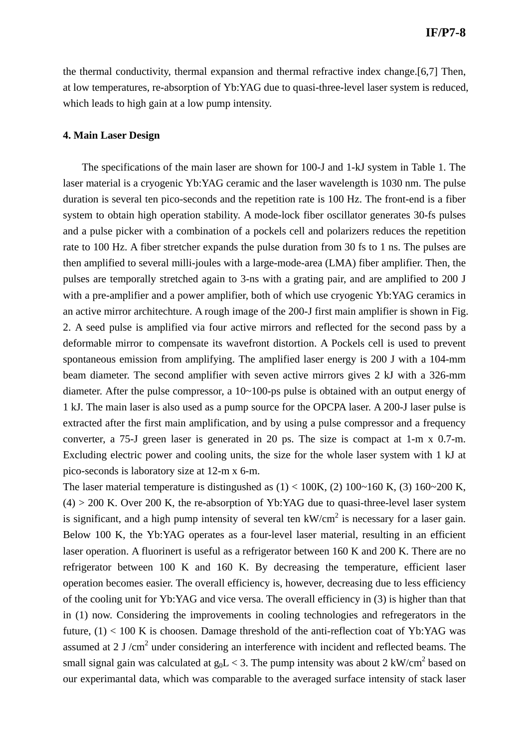the thermal conductivity, thermal expansion and thermal refractive index change.[6,7] Then, at low temperatures, re-absorption of Yb:YAG due to quasi-three-level laser system is reduced, which leads to high gain at a low pump intensity.

## 4. Main Laser Design

The specifications of the main laser are shown for 100-J and 1-kJ system in Table 1. The laser material is a cryogenic Yb:YAG ceramic and the laser wavelength is 1030 nm. The pulse duration is several ten pico-seconds and the repetition rate is 100 Hz. The front-end is a fiber system to obtain high operation stability. A mode-lock fiber oscillator generates 30-fs pulses and a pulse picker with a combination of a pockels cell and polarizers reduces the repetition rate to 100 Hz. A fiber stretcher expands the pulse duration from 30 fs to 1 ns. The pulses are then amplified to several milli-joules with a large-mode-area (LMA) fiber amplifier. Then, the pulses are temporally stretched again to 3-ns with a grating pair, and are amplified to 200 J with a pre-amplifier and a power amplifier, both of which use cryogenic Yb:YAG ceramics in an active mirror architechture. A rough image of the 200-J first main amplifier is shown in Fig. 2. A seed pulse is amplified via four active mirrors and reflected for the second pass by a deformable mirror to compensate its wavefront distortion. A Pockels cell is used to prevent spontaneous emission from amplifying. The amplified laser energy is 200 J with a 104-mm beam diameter. The second amplifier with seven active mirrors gives 2 kJ with a 326-mm diameter. After the pulse compressor, a 10~100-ps pulse is obtained with an output energy of 1 kJ. The main laser is also used as a pump source for the OPCPA laser. A 200-J laser pulse is extracted after the first main amplification, and by using a pulse compressor and a frequency converter, a 75-J green laser is generated in 20 ps. The size is compact at 1-m x 0.7-m. Excluding electric power and cooling units, the size for the whole laser system with 1 kJ at pico-seconds is laboratory size at 12-m x 6-m.

The laser material temperature is distingushed as (1) < 100K, (2) 100~160 K, (3) 160~200 K, (4) > 200 K. Over 200 K, the re-absorption of Yb:YAG due to quasi-three-level laser system is significant, and a high pump intensity of several ten kW/cm$^2$ is necessary for a laser gain. Below 100 K, the Yb:YAG operates as a four-level laser material, resulting in an efficient laser operation. A fluorinert is useful as a refrigerator between 160 K and 200 K. There are no refrigerator between 100 K and 160 K. By decreasing the temperature, efficient laser operation becomes easier. The overall efficiency is, however, decreasing due to less efficiency of the cooling unit for Yb:YAG and vice versa. The overall efficiency in (3) is higher than that in (1) now. Considering the improvements in cooling technologies and refregerators in the future, (1) < 100 K is choosen. Damage threshold of the anti-reflection coat of Yb:YAG was assumed at 2 J /cm$^2$ under considering an interference with incident and reflected beams. The small signal gain was calculated at $g_0L < 3$. The pump intensity was about 2 kW/cm$^2$ based on our experimantal data, which was comparable to the averaged surface intensity of stack laser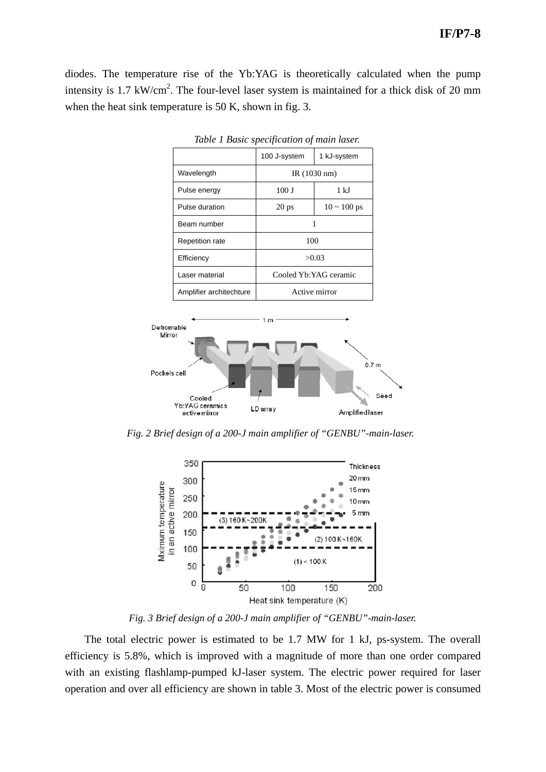diodes. The temperature rise of the Yb:YAG is theoretically calculated when the pump intensity is 1.7 kW/cm$^2$. The four-level laser system is maintained for a thick disk of 20 mm when the heat sink temperature is 50 K, shown in fig. 3.

*Table 1 Basic specification of main laser.*

| | 100 J-system | 1 kJ-system |
|---|---|---|
| Wavelength | IR (1030 nm) | |
| Pulse energy | 100 J | 1 kJ |
| Pulse duration | 20 ps | 10 ~ 100 ps |
| Beam number | 1 | |
| Repetition rate | 100 | |
| Efficiency | >0.03 | |
| Laser material | Cooled Yb:YAG ceramic | |
| Amplifier architechture | Active mirror | |

*Fig. 2 Brief design of a 200-J main amplifier of "GENBU"-main-laser.*

*Fig. 3 Brief design of a 200-J main amplifier of "GENBU"-main-laser.*

The total electric power is estimated to be 1.7 MW for 1 kJ, ps-system. The overall efficiency is 5.8%, which is improved with a magnitude of more than one order compared with an existing flashlamp-pumped kJ-laser system. The electric power required for laser operation and over all efficiency are shown in table 3. Most of the electric power is consumed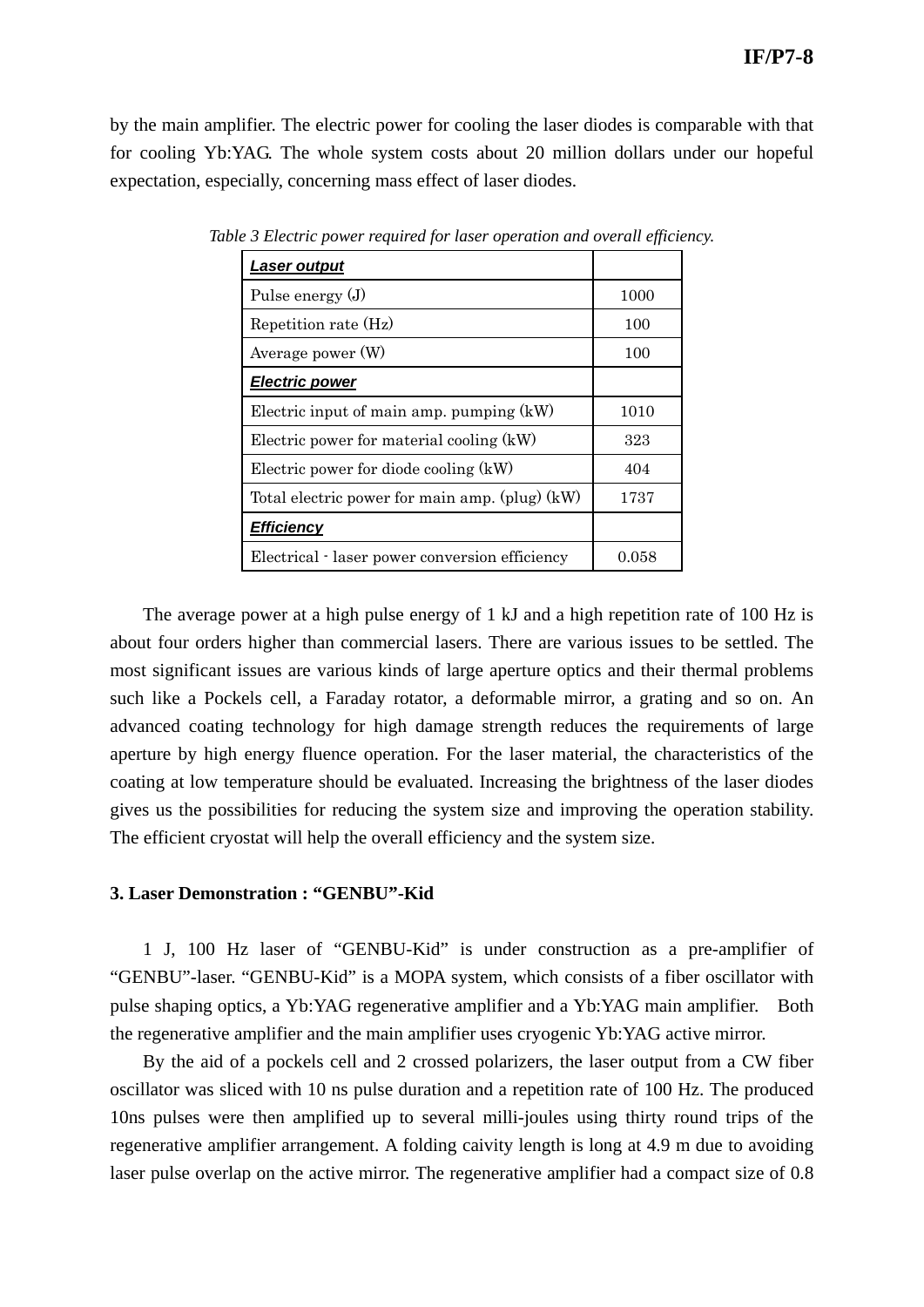by the main amplifier. The electric power for cooling the laser diodes is comparable with that for cooling Yb:YAG. The whole system costs about 20 million dollars under our hopeful expectation, especially, concerning mass effect of laser diodes.

*Table 3 Electric power required for laser operation and overall efficiency.*

| ***Laser output*** | |
|---|---|
| Pulse energy (J) | 1000 |
| Repetition rate (Hz) | 100 |
| Average power (W) | 100 |
| ***Electric power*** | |
| Electric input of main amp. pumping (kW) | 1010 |
| Electric power for material cooling (kW) | 323 |
| Electric power for diode cooling (kW) | 404 |
| Total electric power for main amp. (plug) (kW) | 1737 |
| ***Efficiency*** | |
| Electrical - laser power conversion efficiency | 0.058 |

The average power at a high pulse energy of 1 kJ and a high repetition rate of 100 Hz is about four orders higher than commercial lasers. There are various issues to be settled. The most significant issues are various kinds of large aperture optics and their thermal problems such like a Pockels cell, a Faraday rotator, a deformable mirror, a grating and so on. An advanced coating technology for high damage strength reduces the requirements of large aperture by high energy fluence operation. For the laser material, the characteristics of the coating at low temperature should be evaluated. Increasing the brightness of the laser diodes gives us the possibilities for reducing the system size and improving the operation stability. The efficient cryostat will help the overall efficiency and the system size.

### 3. Laser Demonstration : “GENBU”-Kid

1 J, 100 Hz laser of “GENBU-Kid” is under construction as a pre-amplifier of “GENBU”-laser. “GENBU-Kid” is a MOPA system, which consists of a fiber oscillator with pulse shaping optics, a Yb:YAG regenerative amplifier and a Yb:YAG main amplifier. Both the regenerative amplifier and the main amplifier uses cryogenic Yb:YAG active mirror.

By the aid of a pockels cell and 2 crossed polarizers, the laser output from a CW fiber oscillator was sliced with 10 ns pulse duration and a repetition rate of 100 Hz. The produced 10ns pulses were then amplified up to several milli-joules using thirty round trips of the regenerative amplifier arrangement. A folding caivity length is long at 4.9 m due to avoiding laser pulse overlap on the active mirror. The regenerative amplifier had a compact size of 0.8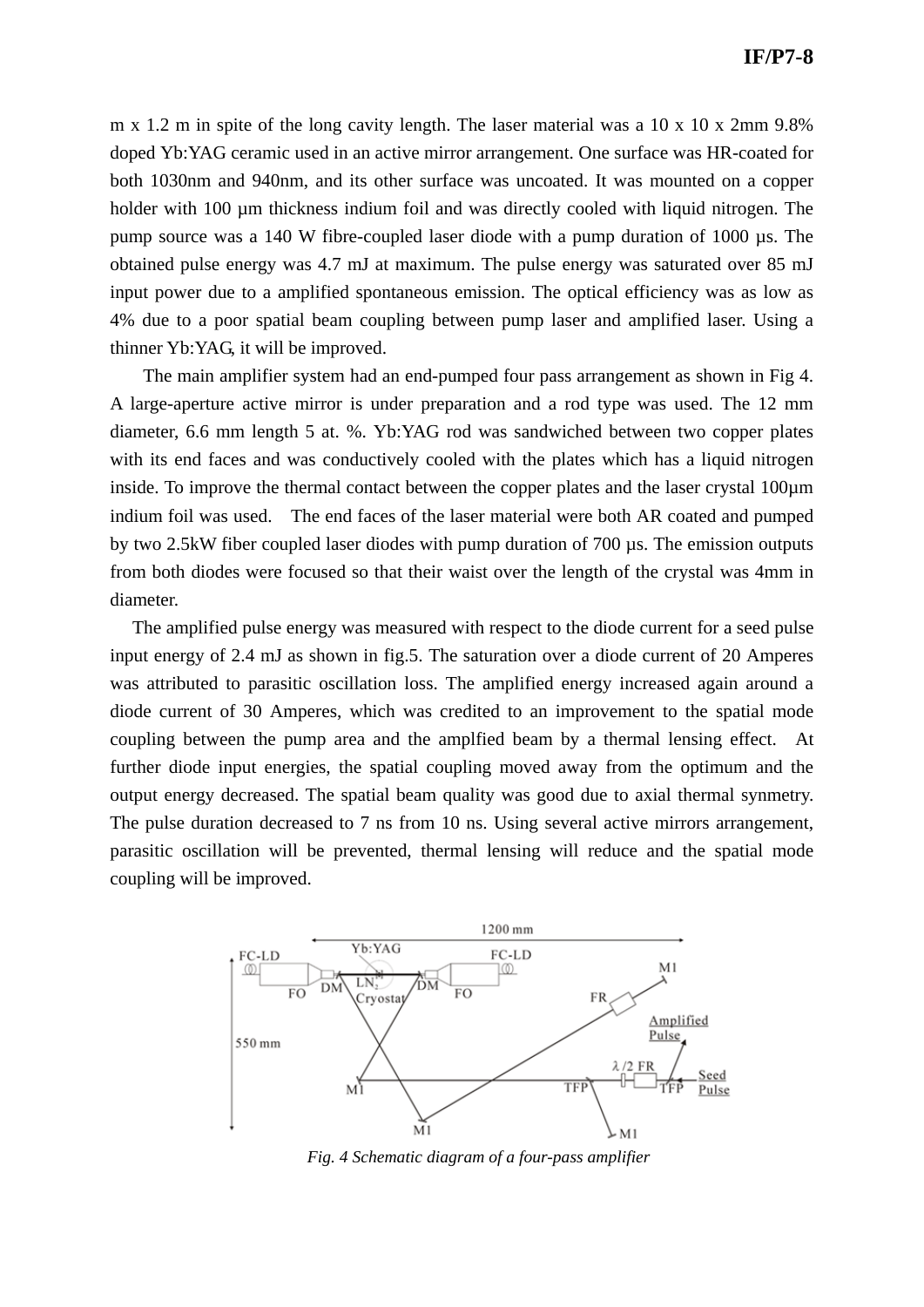m x 1.2 m in spite of the long cavity length. The laser material was a 10 x 10 x 2mm 9.8% doped Yb:YAG ceramic used in an active mirror arrangement. One surface was HR-coated for both 1030nm and 940nm, and its other surface was uncoated. It was mounted on a copper holder with 100 μm thickness indium foil and was directly cooled with liquid nitrogen. The pump source was a 140 W fibre-coupled laser diode with a pump duration of 1000 μs. The obtained pulse energy was 4.7 mJ at maximum. The pulse energy was saturated over 85 mJ input power due to a amplified spontaneous emission. The optical efficiency was as low as 4% due to a poor spatial beam coupling between pump laser and amplified laser. Using a thinner Yb:YAG, it will be improved.

The main amplifier system had an end-pumped four pass arrangement as shown in Fig 4. A large-aperture active mirror is under preparation and a rod type was used. The 12 mm diameter, 6.6 mm length 5 at. %. Yb:YAG rod was sandwiched between two copper plates with its end faces and was conductively cooled with the plates which has a liquid nitrogen inside. To improve the thermal contact between the copper plates and the laser crystal 100μm indium foil was used. The end faces of the laser material were both AR coated and pumped by two 2.5kW fiber coupled laser diodes with pump duration of 700 μs. The emission outputs from both diodes were focused so that their waist over the length of the crystal was 4mm in diameter.

The amplified pulse energy was measured with respect to the diode current for a seed pulse input energy of 2.4 mJ as shown in fig.5. The saturation over a diode current of 20 Amperes was attributed to parasitic oscillation loss. The amplified energy increased again around a diode current of 30 Amperes, which was credited to an improvement to the spatial mode coupling between the pump area and the amplfied beam by a thermal lensing effect. At further diode input energies, the spatial coupling moved away from the optimum and the output energy decreased. The spatial beam quality was good due to axial thermal synmetry. The pulse duration decreased to 7 ns from 10 ns. Using several active mirrors arrangement, parasitic oscillation will be prevented, thermal lensing will reduce and the spatial mode coupling will be improved.

*Fig. 4 Schematic diagram of a four-pass amplifier*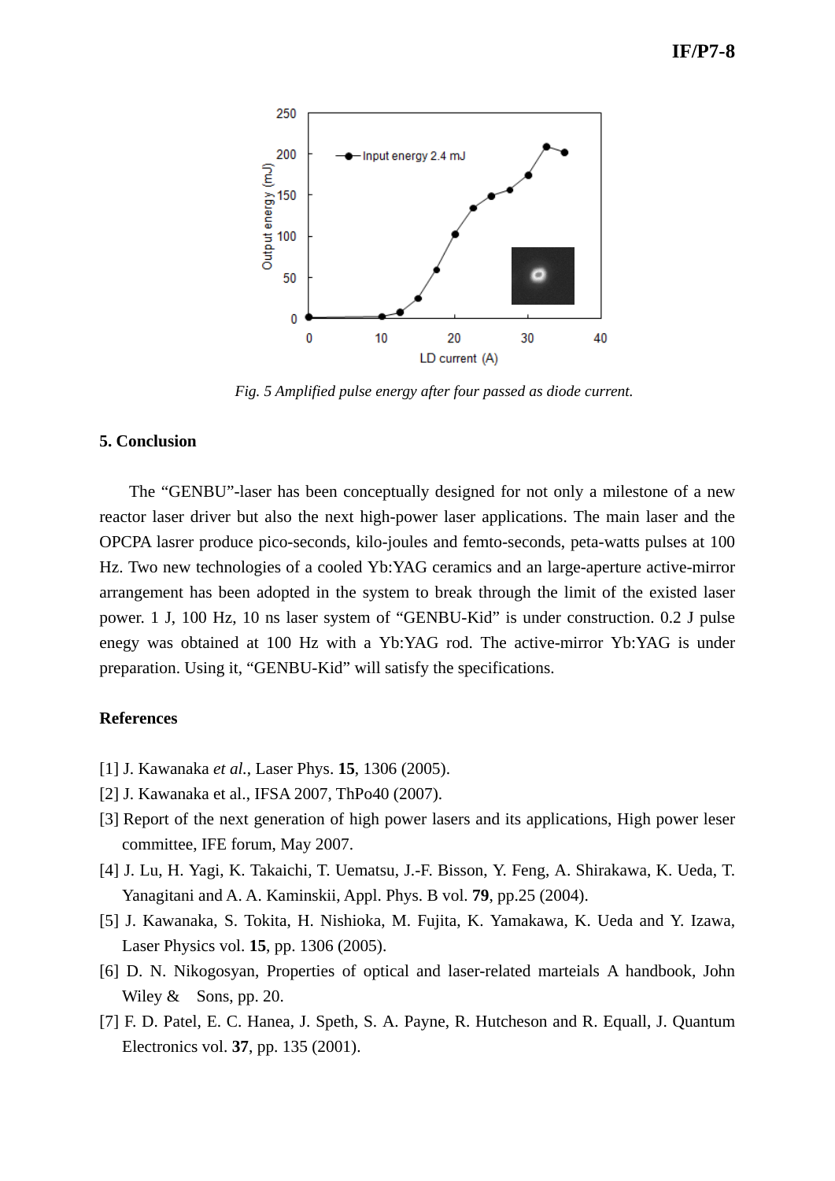250
200
150
100
50
0
Output energy (mJ)
Input energy 2.4 mJ
0
10
20
30
40
LD current (A)

*Fig. 5 Amplified pulse energy after four passed as diode current.*

## 5. Conclusion

The “GENBU”-laser has been conceptually designed for not only a milestone of a new reactor laser driver but also the next high-power laser applications. The main laser and the OPCPA lasrer produce pico-seconds, kilo-joules and femto-seconds, peta-watts pulses at 100 Hz. Two new technologies of a cooled Yb:YAG ceramics and an large-aperture active-mirror arrangement has been adopted in the system to break through the limit of the existed laser power. 1 J, 100 Hz, 10 ns laser system of “GENBU-Kid” is under construction. 0.2 J pulse enegy was obtained at 100 Hz with a Yb:YAG rod. The active-mirror Yb:YAG is under preparation. Using it, “GENBU-Kid” will satisfy the specifications.

## References

[1] J. Kawanaka *et al.*, Laser Phys. **15**, 1306 (2005).
[2] J. Kawanaka et al., IFSA 2007, ThPo40 (2007).
[3] Report of the next generation of high power lasers and its applications, High power leser committee, IFE forum, May 2007.
[4] J. Lu, H. Yagi, K. Takaichi, T. Uematsu, J.-F. Bisson, Y. Feng, A. Shirakawa, K. Ueda, T. Yanagitani and A. A. Kaminskii, Appl. Phys. B vol. **79**, pp.25 (2004).
[5] J. Kawanaka, S. Tokita, H. Nishioka, M. Fujita, K. Yamakawa, K. Ueda and Y. Izawa, Laser Physics vol. **15**, pp. 1306 (2005).
[6] D. N. Nikogosyan, Properties of optical and laser-related marteials A handbook, John Wiley & Sons, pp. 20.
[7] F. D. Patel, E. C. Hanea, J. Speth, S. A. Payne, R. Hutcheson and R. Equall, J. Quantum Electronics vol. **37**, pp. 135 (2001).